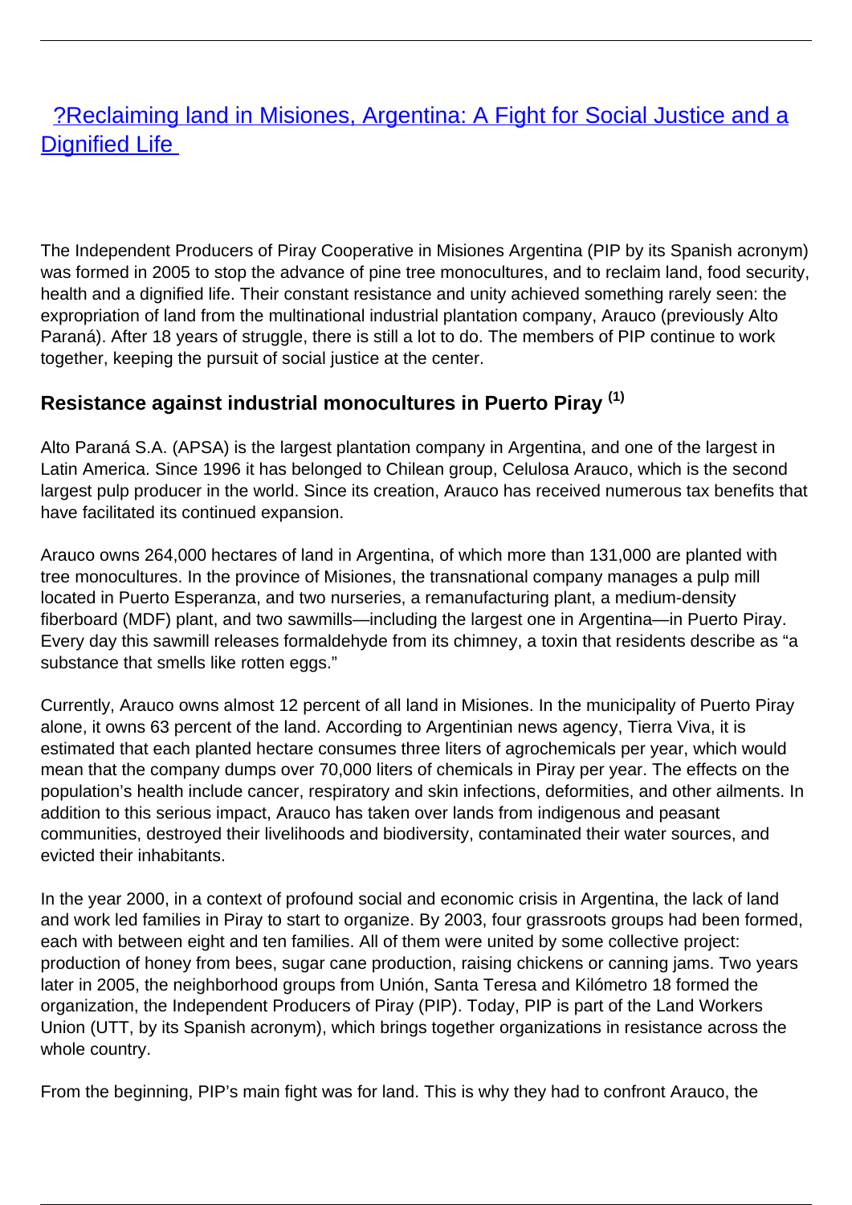# ?Reclaiming land in Misiones, Argentina: A Fight for Social Justice and a Dignified Life

The Independent Producers of Piray Cooperative in Misiones Argentina (PIP by its Spanish acronym) was formed in 2005 to stop the advance of pine tree monocultures, and to reclaim land, food security, health and a dignified life. Their constant resistance and unity achieved something rarely seen: the expropriation of land from the multinational industrial plantation company, Arauco (previously Alto Paraná). After 18 years of struggle, there is still a lot to do. The members of PIP continue to work together, keeping the pursuit of social justice at the center.

## Resistance against industrial monocultures in Puerto Piray (1)

Alto Paraná S.A. (APSA) is the largest plantation company in Argentina, and one of the largest in Latin America. Since 1996 it has belonged to Chilean group, Celulosa Arauco, which is the second largest pulp producer in the world. Since its creation, Arauco has received numerous tax benefits that have facilitated its continued expansion.

Arauco owns 264,000 hectares of land in Argentina, of which more than 131,000 are planted with tree monocultures. In the province of Misiones, the transnational company manages a pulp mill located in Puerto Esperanza, and two nurseries, a remanufacturing plant, a medium-density fiberboard (MDF) plant, and two sawmills—including the largest one in Argentina—in Puerto Piray. Every day this sawmill releases formaldehyde from its chimney, a toxin that residents describe as "a substance that smells like rotten eggs."

Currently, Arauco owns almost 12 percent of all land in Misiones. In the municipality of Puerto Piray alone, it owns 63 percent of the land. According to Argentinian news agency, Tierra Viva, it is estimated that each planted hectare consumes three liters of agrochemicals per year, which would mean that the company dumps over 70,000 liters of chemicals in Piray per year. The effects on the population's health include cancer, respiratory and skin infections, deformities, and other ailments. In addition to this serious impact, Arauco has taken over lands from indigenous and peasant communities, destroyed their livelihoods and biodiversity, contaminated their water sources, and evicted their inhabitants.

In the year 2000, in a context of profound social and economic crisis in Argentina, the lack of land and work led families in Piray to start to organize. By 2003, four grassroots groups had been formed, each with between eight and ten families. All of them were united by some collective project: production of honey from bees, sugar cane production, raising chickens or canning jams. Two years later in 2005, the neighborhood groups from Unión, Santa Teresa and Kilómetro 18 formed the organization, the Independent Producers of Piray (PIP). Today, PIP is part of the Land Workers Union (UTT, by its Spanish acronym), which brings together organizations in resistance across the whole country.

From the beginning, PIP's main fight was for land. This is why they had to confront Arauco, the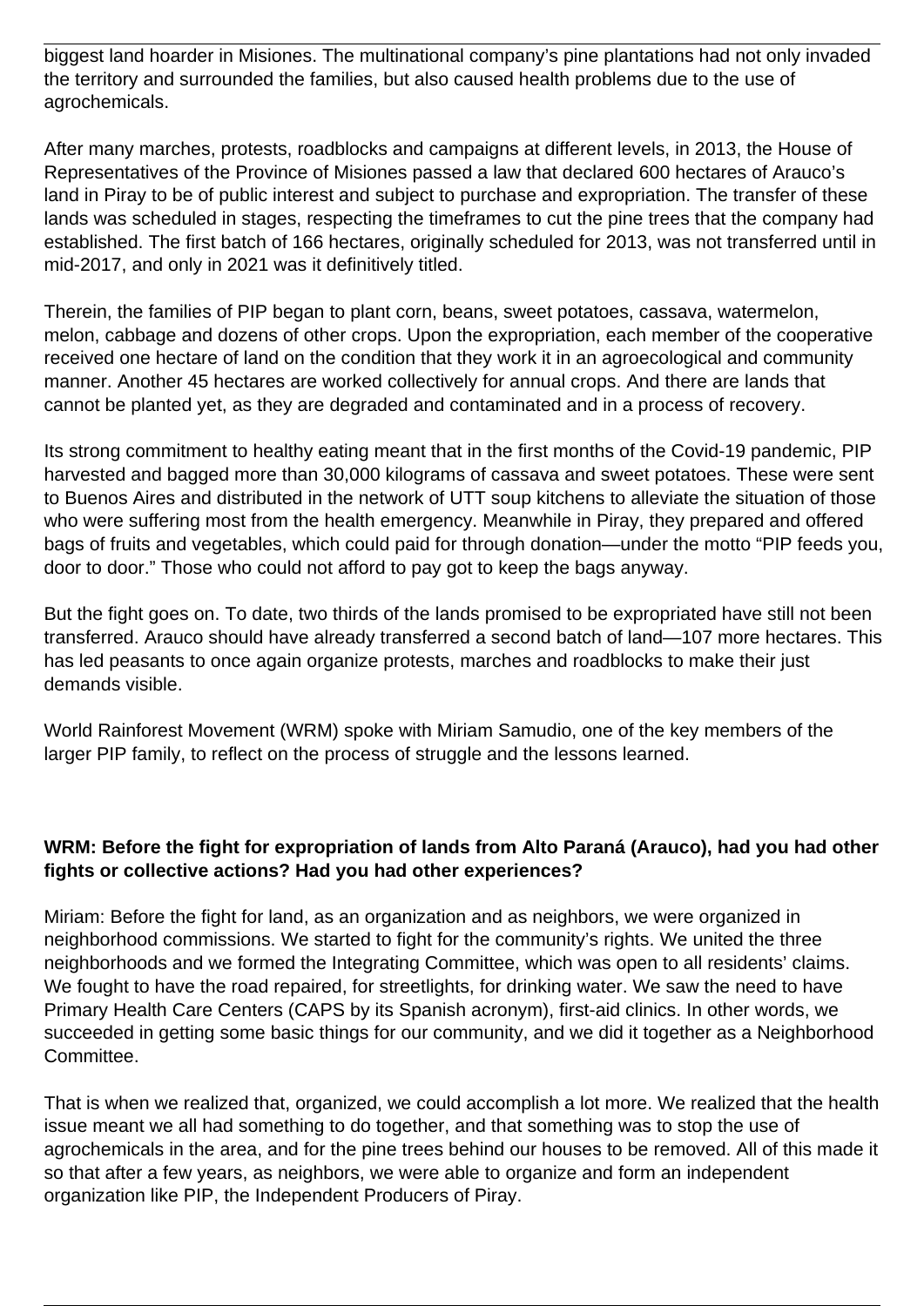biggest land hoarder in Misiones. The multinational company's pine plantations had not only invaded the territory and surrounded the families, but also caused health problems due to the use of agrochemicals.

After many marches, protests, roadblocks and campaigns at different levels, in 2013, the House of Representatives of the Province of Misiones passed a law that declared 600 hectares of Arauco's land in Piray to be of public interest and subject to purchase and expropriation. The transfer of these lands was scheduled in stages, respecting the timeframes to cut the pine trees that the company had established. The first batch of 166 hectares, originally scheduled for 2013, was not transferred until in mid-2017, and only in 2021 was it definitively titled.

Therein, the families of PIP began to plant corn, beans, sweet potatoes, cassava, watermelon, melon, cabbage and dozens of other crops. Upon the expropriation, each member of the cooperative received one hectare of land on the condition that they work it in an agroecological and community manner. Another 45 hectares are worked collectively for annual crops. And there are lands that cannot be planted yet, as they are degraded and contaminated and in a process of recovery.

Its strong commitment to healthy eating meant that in the first months of the Covid-19 pandemic, PIP harvested and bagged more than 30,000 kilograms of cassava and sweet potatoes. These were sent to Buenos Aires and distributed in the network of UTT soup kitchens to alleviate the situation of those who were suffering most from the health emergency. Meanwhile in Piray, they prepared and offered bags of fruits and vegetables, which could paid for through donation—under the motto "PIP feeds you, door to door." Those who could not afford to pay got to keep the bags anyway.

But the fight goes on. To date, two thirds of the lands promised to be expropriated have still not been transferred. Arauco should have already transferred a second batch of land—107 more hectares. This has led peasants to once again organize protests, marches and roadblocks to make their just demands visible.

World Rainforest Movement (WRM) spoke with Miriam Samudio, one of the key members of the larger PIP family, to reflect on the process of struggle and the lessons learned.

**WRM: Before the fight for expropriation of lands from Alto Paraná (Arauco), had you had other fights or collective actions? Had you had other experiences?**

Miriam: Before the fight for land, as an organization and as neighbors, we were organized in neighborhood commissions. We started to fight for the community's rights. We united the three neighborhoods and we formed the Integrating Committee, which was open to all residents' claims. We fought to have the road repaired, for streetlights, for drinking water. We saw the need to have Primary Health Care Centers (CAPS by its Spanish acronym), first-aid clinics. In other words, we succeeded in getting some basic things for our community, and we did it together as a Neighborhood Committee.

That is when we realized that, organized, we could accomplish a lot more. We realized that the health issue meant we all had something to do together, and that something was to stop the use of agrochemicals in the area, and for the pine trees behind our houses to be removed. All of this made it so that after a few years, as neighbors, we were able to organize and form an independent organization like PIP, the Independent Producers of Piray.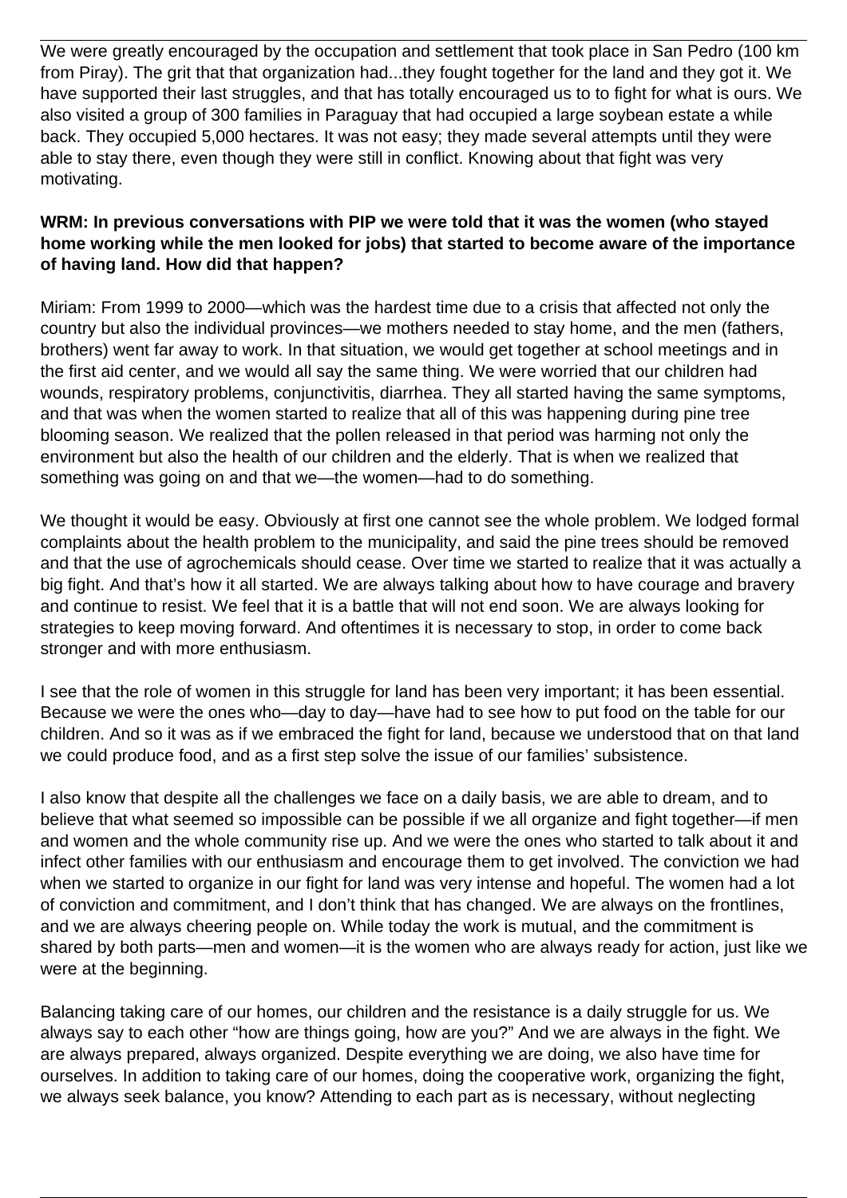We were greatly encouraged by the occupation and settlement that took place in San Pedro (100 km from Piray). The grit that that organization had...they fought together for the land and they got it. We have supported their last struggles, and that has totally encouraged us to to fight for what is ours. We also visited a group of 300 families in Paraguay that had occupied a large soybean estate a while back. They occupied 5,000 hectares. It was not easy; they made several attempts until they were able to stay there, even though they were still in conflict. Knowing about that fight was very motivating.

**WRM: In previous conversations with PIP we were told that it was the women (who stayed home working while the men looked for jobs) that started to become aware of the importance of having land. How did that happen?**

Miriam: From 1999 to 2000—which was the hardest time due to a crisis that affected not only the country but also the individual provinces—we mothers needed to stay home, and the men (fathers, brothers) went far away to work. In that situation, we would get together at school meetings and in the first aid center, and we would all say the same thing. We were worried that our children had wounds, respiratory problems, conjunctivitis, diarrhea. They all started having the same symptoms, and that was when the women started to realize that all of this was happening during pine tree blooming season. We realized that the pollen released in that period was harming not only the environment but also the health of our children and the elderly. That is when we realized that something was going on and that we—the women—had to do something.

We thought it would be easy. Obviously at first one cannot see the whole problem. We lodged formal complaints about the health problem to the municipality, and said the pine trees should be removed and that the use of agrochemicals should cease. Over time we started to realize that it was actually a big fight. And that's how it all started. We are always talking about how to have courage and bravery and continue to resist. We feel that it is a battle that will not end soon. We are always looking for strategies to keep moving forward. And oftentimes it is necessary to stop, in order to come back stronger and with more enthusiasm.

I see that the role of women in this struggle for land has been very important; it has been essential. Because we were the ones who—day to day—have had to see how to put food on the table for our children. And so it was as if we embraced the fight for land, because we understood that on that land we could produce food, and as a first step solve the issue of our families' subsistence.

I also know that despite all the challenges we face on a daily basis, we are able to dream, and to believe that what seemed so impossible can be possible if we all organize and fight together—if men and women and the whole community rise up. And we were the ones who started to talk about it and infect other families with our enthusiasm and encourage them to get involved. The conviction we had when we started to organize in our fight for land was very intense and hopeful. The women had a lot of conviction and commitment, and I don't think that has changed. We are always on the frontlines, and we are always cheering people on. While today the work is mutual, and the commitment is shared by both parts—men and women—it is the women who are always ready for action, just like we were at the beginning.

Balancing taking care of our homes, our children and the resistance is a daily struggle for us. We always say to each other "how are things going, how are you?" And we are always in the fight. We are always prepared, always organized. Despite everything we are doing, we also have time for ourselves. In addition to taking care of our homes, doing the cooperative work, organizing the fight, we always seek balance, you know? Attending to each part as is necessary, without neglecting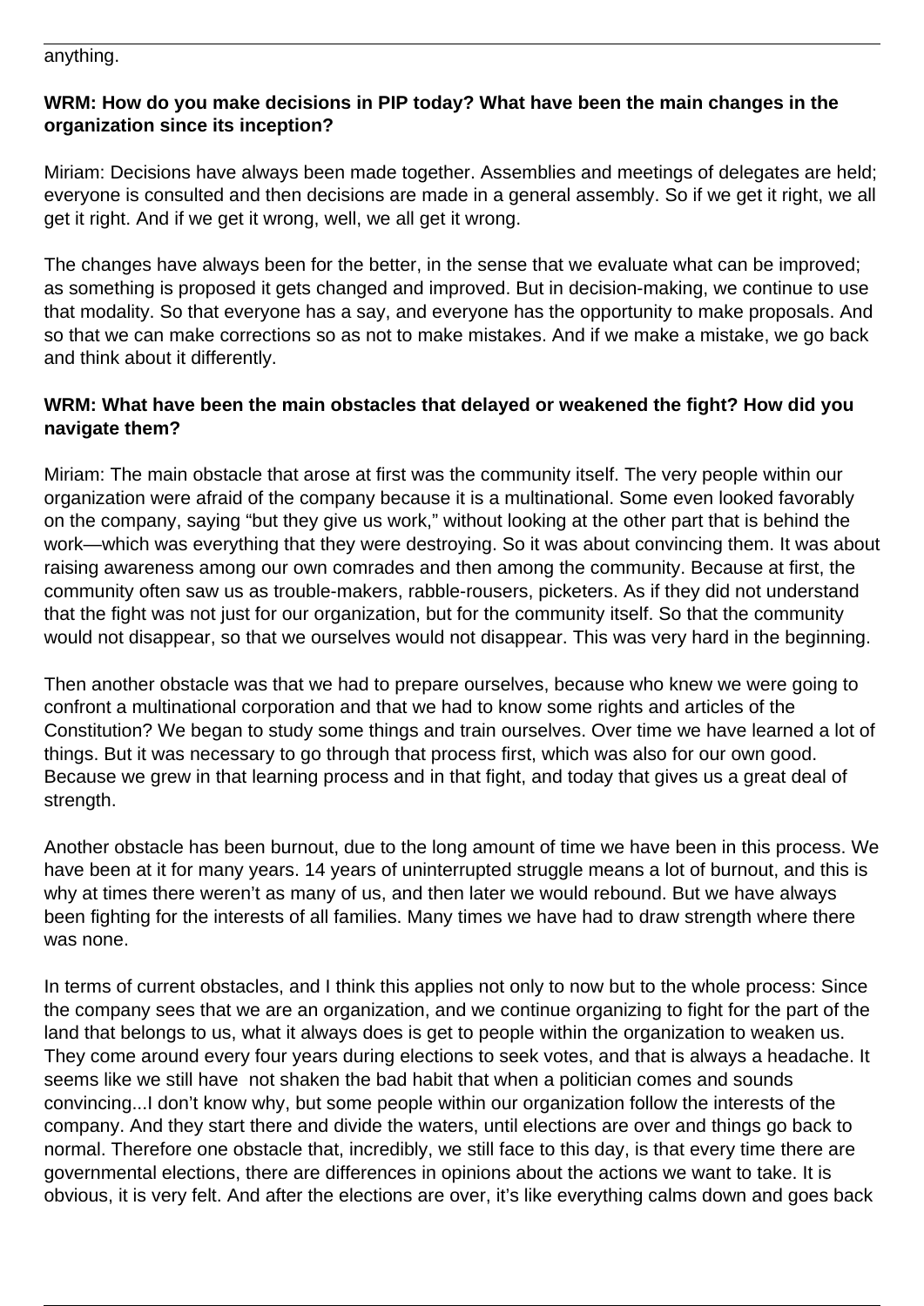anything.

**WRM: How do you make decisions in PIP today? What have been the main changes in the organization since its inception?**

Miriam: Decisions have always been made together. Assemblies and meetings of delegates are held; everyone is consulted and then decisions are made in a general assembly. So if we get it right, we all get it right. And if we get it wrong, well, we all get it wrong.

The changes have always been for the better, in the sense that we evaluate what can be improved; as something is proposed it gets changed and improved. But in decision-making, we continue to use that modality. So that everyone has a say, and everyone has the opportunity to make proposals. And so that we can make corrections so as not to make mistakes. And if we make a mistake, we go back and think about it differently.

**WRM: What have been the main obstacles that delayed or weakened the fight? How did you navigate them?**

Miriam: The main obstacle that arose at first was the community itself. The very people within our organization were afraid of the company because it is a multinational. Some even looked favorably on the company, saying "but they give us work," without looking at the other part that is behind the work—which was everything that they were destroying. So it was about convincing them. It was about raising awareness among our own comrades and then among the community. Because at first, the community often saw us as trouble-makers, rabble-rousers, picketers. As if they did not understand that the fight was not just for our organization, but for the community itself. So that the community would not disappear, so that we ourselves would not disappear. This was very hard in the beginning.

Then another obstacle was that we had to prepare ourselves, because who knew we were going to confront a multinational corporation and that we had to know some rights and articles of the Constitution? We began to study some things and train ourselves. Over time we have learned a lot of things. But it was necessary to go through that process first, which was also for our own good. Because we grew in that learning process and in that fight, and today that gives us a great deal of strength.

Another obstacle has been burnout, due to the long amount of time we have been in this process. We have been at it for many years. 14 years of uninterrupted struggle means a lot of burnout, and this is why at times there weren't as many of us, and then later we would rebound. But we have always been fighting for the interests of all families. Many times we have had to draw strength where there was none.

In terms of current obstacles, and I think this applies not only to now but to the whole process: Since the company sees that we are an organization, and we continue organizing to fight for the part of the land that belongs to us, what it always does is get to people within the organization to weaken us. They come around every four years during elections to seek votes, and that is always a headache. It seems like we still have not shaken the bad habit that when a politician comes and sounds convincing...I don't know why, but some people within our organization follow the interests of the company. And they start there and divide the waters, until elections are over and things go back to normal. Therefore one obstacle that, incredibly, we still face to this day, is that every time there are governmental elections, there are differences in opinions about the actions we want to take. It is obvious, it is very felt. And after the elections are over, it's like everything calms down and goes back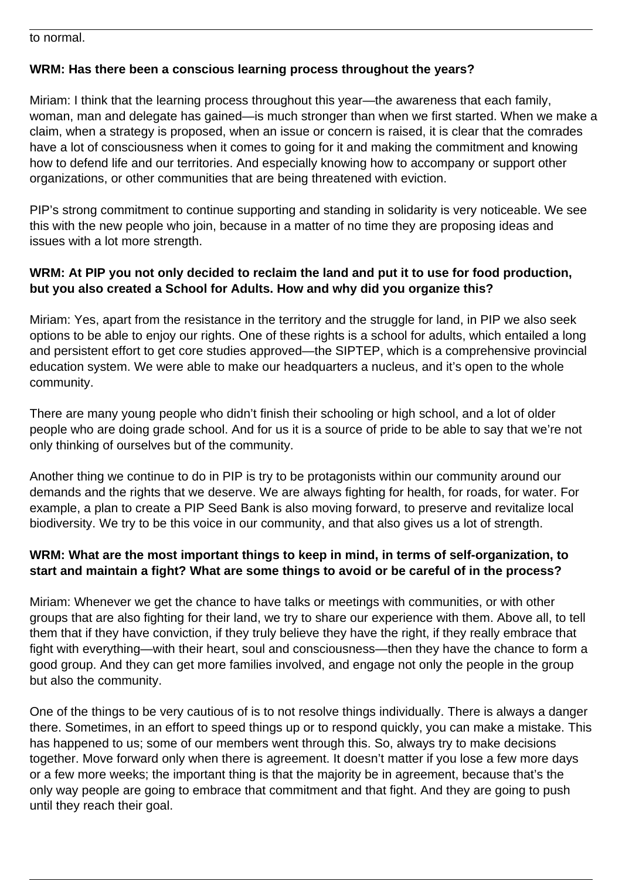to normal.

**WRM: Has there been a conscious learning process throughout the years?**

Miriam: I think that the learning process throughout this year—the awareness that each family, woman, man and delegate has gained—is much stronger than when we first started. When we make a claim, when a strategy is proposed, when an issue or concern is raised, it is clear that the comrades have a lot of consciousness when it comes to going for it and making the commitment and knowing how to defend life and our territories. And especially knowing how to accompany or support other organizations, or other communities that are being threatened with eviction.

PIP's strong commitment to continue supporting and standing in solidarity is very noticeable. We see this with the new people who join, because in a matter of no time they are proposing ideas and issues with a lot more strength.

**WRM: At PIP you not only decided to reclaim the land and put it to use for food production, but you also created a School for Adults. How and why did you organize this?**

Miriam: Yes, apart from the resistance in the territory and the struggle for land, in PIP we also seek options to be able to enjoy our rights. One of these rights is a school for adults, which entailed a long and persistent effort to get core studies approved—the SIPTEP, which is a comprehensive provincial education system. We were able to make our headquarters a nucleus, and it's open to the whole community.

There are many young people who didn't finish their schooling or high school, and a lot of older people who are doing grade school. And for us it is a source of pride to be able to say that we're not only thinking of ourselves but of the community.

Another thing we continue to do in PIP is try to be protagonists within our community around our demands and the rights that we deserve. We are always fighting for health, for roads, for water. For example, a plan to create a PIP Seed Bank is also moving forward, to preserve and revitalize local biodiversity. We try to be this voice in our community, and that also gives us a lot of strength.

**WRM: What are the most important things to keep in mind, in terms of self-organization, to start and maintain a fight? What are some things to avoid or be careful of in the process?**

Miriam: Whenever we get the chance to have talks or meetings with communities, or with other groups that are also fighting for their land, we try to share our experience with them. Above all, to tell them that if they have conviction, if they truly believe they have the right, if they really embrace that fight with everything—with their heart, soul and consciousness—then they have the chance to form a good group. And they can get more families involved, and engage not only the people in the group but also the community.

One of the things to be very cautious of is to not resolve things individually. There is always a danger there. Sometimes, in an effort to speed things up or to respond quickly, you can make a mistake. This has happened to us; some of our members went through this. So, always try to make decisions together. Move forward only when there is agreement. It doesn't matter if you lose a few more days or a few more weeks; the important thing is that the majority be in agreement, because that's the only way people are going to embrace that commitment and that fight. And they are going to push until they reach their goal.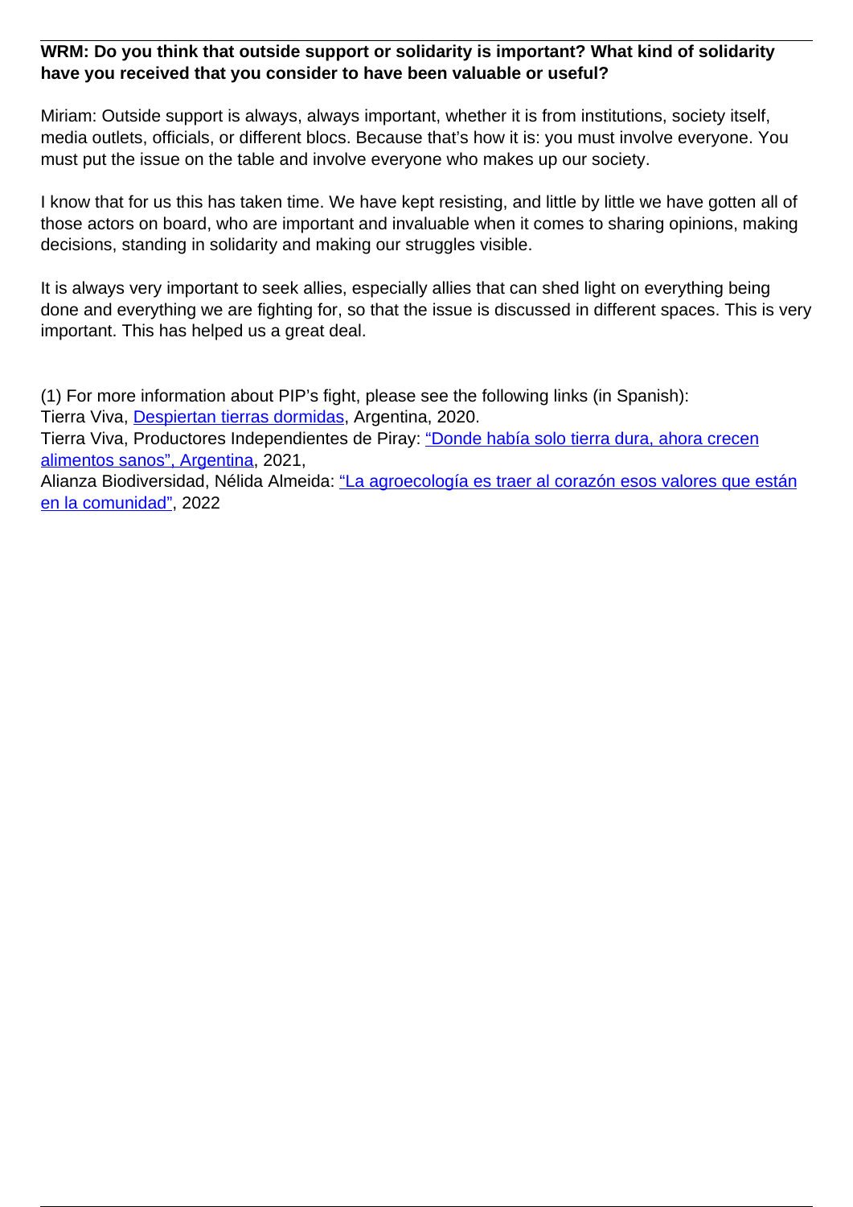**WRM: Do you think that outside support or solidarity is important? What kind of solidarity have you received that you consider to have been valuable or useful?**

Miriam: Outside support is always, always important, whether it is from institutions, society itself, media outlets, officials, or different blocs. Because that's how it is: you must involve everyone. You must put the issue on the table and involve everyone who makes up our society.

I know that for us this has taken time. We have kept resisting, and little by little we have gotten all of those actors on board, who are important and invaluable when it comes to sharing opinions, making decisions, standing in solidarity and making our struggles visible.

It is always very important to seek allies, especially allies that can shed light on everything being done and everything we are fighting for, so that the issue is discussed in different spaces. This is very important. This has helped us a great deal.

(1) For more information about PIP's fight, please see the following links (in Spanish):
Tierra Viva, Despiertan tierras dormidas, Argentina, 2020.
Tierra Viva, Productores Independientes de Piray: "Donde había solo tierra dura, ahora crecen alimentos sanos", Argentina, 2021,
Alianza Biodiversidad, Nélida Almeida: "La agroecología es traer al corazón esos valores que están en la comunidad", 2022